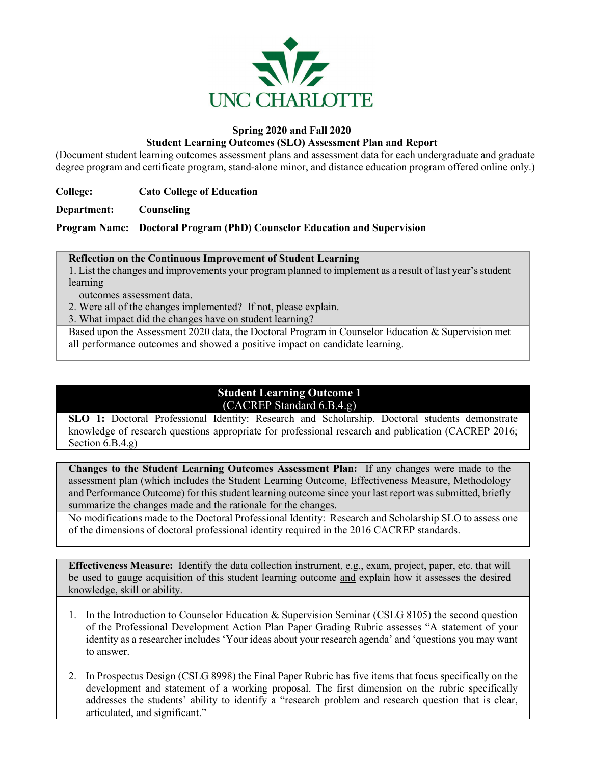UNC CHARLOTTE

**Spring 2020 and Fall 2020**

**Student Learning Outcomes (SLO) Assessment Plan and Report**

(Document student learning outcomes assessment plans and assessment data for each undergraduate and graduate degree program and certificate program, stand-alone minor, and distance education program offered online only.)

**College:** **Cato College of Education**

**Department:** **Counseling**

**Program Name:** **Doctoral Program (PhD) Counselor Education and Supervision**

**Reflection on the Continuous Improvement of Student Learning**

1. List the changes and improvements your program planned to implement as a result of last year's student learning outcomes assessment data.
2. Were all of the changes implemented? If not, please explain.
3. What impact did the changes have on student learning?

Based upon the Assessment 2020 data, the Doctoral Program in Counselor Education & Supervision met all performance outcomes and showed a positive impact on candidate learning.

## Student Learning Outcome 1

(CACREP Standard 6.B.4.g)

**SLO 1:** Doctoral Professional Identity: Research and Scholarship. Doctoral students demonstrate knowledge of research questions appropriate for professional research and publication (CACREP 2016; Section 6.B.4.g)

**Changes to the Student Learning Outcomes Assessment Plan:** If any changes were made to the assessment plan (which includes the Student Learning Outcome, Effectiveness Measure, Methodology and Performance Outcome) for this student learning outcome since your last report was submitted, briefly summarize the changes made and the rationale for the changes.

No modifications made to the Doctoral Professional Identity: Research and Scholarship SLO to assess one of the dimensions of doctoral professional identity required in the 2016 CACREP standards.

**Effectiveness Measure:** Identify the data collection instrument, e.g., exam, project, paper, etc. that will be used to gauge acquisition of this student learning outcome and explain how it assesses the desired knowledge, skill or ability.

1. In the Introduction to Counselor Education & Supervision Seminar (CSLG 8105) the second question of the Professional Development Action Plan Paper Grading Rubric assesses "A statement of your identity as a researcher includes 'Your ideas about your research agenda' and 'questions you may want to answer.
2. In Prospectus Design (CSLG 8998) the Final Paper Rubric has five items that focus specifically on the development and statement of a working proposal. The first dimension on the rubric specifically addresses the students' ability to identify a "research problem and research question that is clear, articulated, and significant."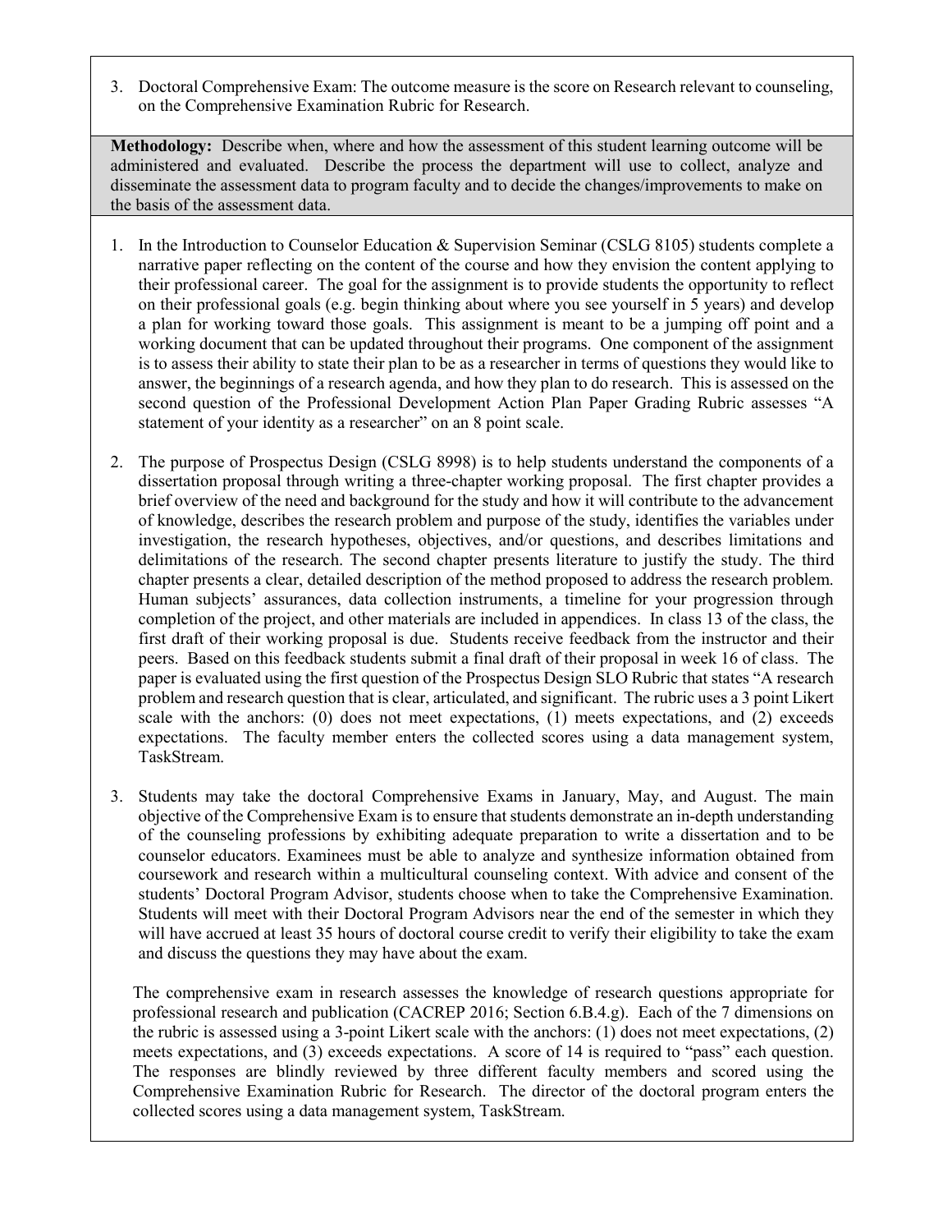3. Doctoral Comprehensive Exam: The outcome measure is the score on Research relevant to counseling, on the Comprehensive Examination Rubric for Research.

**Methodology:** Describe when, where and how the assessment of this student learning outcome will be administered and evaluated. Describe the process the department will use to collect, analyze and disseminate the assessment data to program faculty and to decide the changes/improvements to make on the basis of the assessment data.

1. In the Introduction to Counselor Education & Supervision Seminar (CSLG 8105) students complete a narrative paper reflecting on the content of the course and how they envision the content applying to their professional career. The goal for the assignment is to provide students the opportunity to reflect on their professional goals (e.g. begin thinking about where you see yourself in 5 years) and develop a plan for working toward those goals. This assignment is meant to be a jumping off point and a working document that can be updated throughout their programs. One component of the assignment is to assess their ability to state their plan to be as a researcher in terms of questions they would like to answer, the beginnings of a research agenda, and how they plan to do research. This is assessed on the second question of the Professional Development Action Plan Paper Grading Rubric assesses "A statement of your identity as a researcher" on an 8 point scale.

2. The purpose of Prospectus Design (CSLG 8998) is to help students understand the components of a dissertation proposal through writing a three-chapter working proposal. The first chapter provides a brief overview of the need and background for the study and how it will contribute to the advancement of knowledge, describes the research problem and purpose of the study, identifies the variables under investigation, the research hypotheses, objectives, and/or questions, and describes limitations and delimitations of the research. The second chapter presents literature to justify the study. The third chapter presents a clear, detailed description of the method proposed to address the research problem. Human subjects' assurances, data collection instruments, a timeline for your progression through completion of the project, and other materials are included in appendices. In class 13 of the class, the first draft of their working proposal is due. Students receive feedback from the instructor and their peers. Based on this feedback students submit a final draft of their proposal in week 16 of class. The paper is evaluated using the first question of the Prospectus Design SLO Rubric that states "A research problem and research question that is clear, articulated, and significant. The rubric uses a 3 point Likert scale with the anchors: (0) does not meet expectations, (1) meets expectations, and (2) exceeds expectations. The faculty member enters the collected scores using a data management system, TaskStream.

3. Students may take the doctoral Comprehensive Exams in January, May, and August. The main objective of the Comprehensive Exam is to ensure that students demonstrate an in-depth understanding of the counseling professions by exhibiting adequate preparation to write a dissertation and to be counselor educators. Examinees must be able to analyze and synthesize information obtained from coursework and research within a multicultural counseling context. With advice and consent of the students' Doctoral Program Advisor, students choose when to take the Comprehensive Examination. Students will meet with their Doctoral Program Advisors near the end of the semester in which they will have accrued at least 35 hours of doctoral course credit to verify their eligibility to take the exam and discuss the questions they may have about the exam.

   The comprehensive exam in research assesses the knowledge of research questions appropriate for professional research and publication (CACREP 2016; Section 6.B.4.g). Each of the 7 dimensions on the rubric is assessed using a 3-point Likert scale with the anchors: (1) does not meet expectations, (2) meets expectations, and (3) exceeds expectations. A score of 14 is required to "pass" each question. The responses are blindly reviewed by three different faculty members and scored using the Comprehensive Examination Rubric for Research. The director of the doctoral program enters the collected scores using a data management system, TaskStream.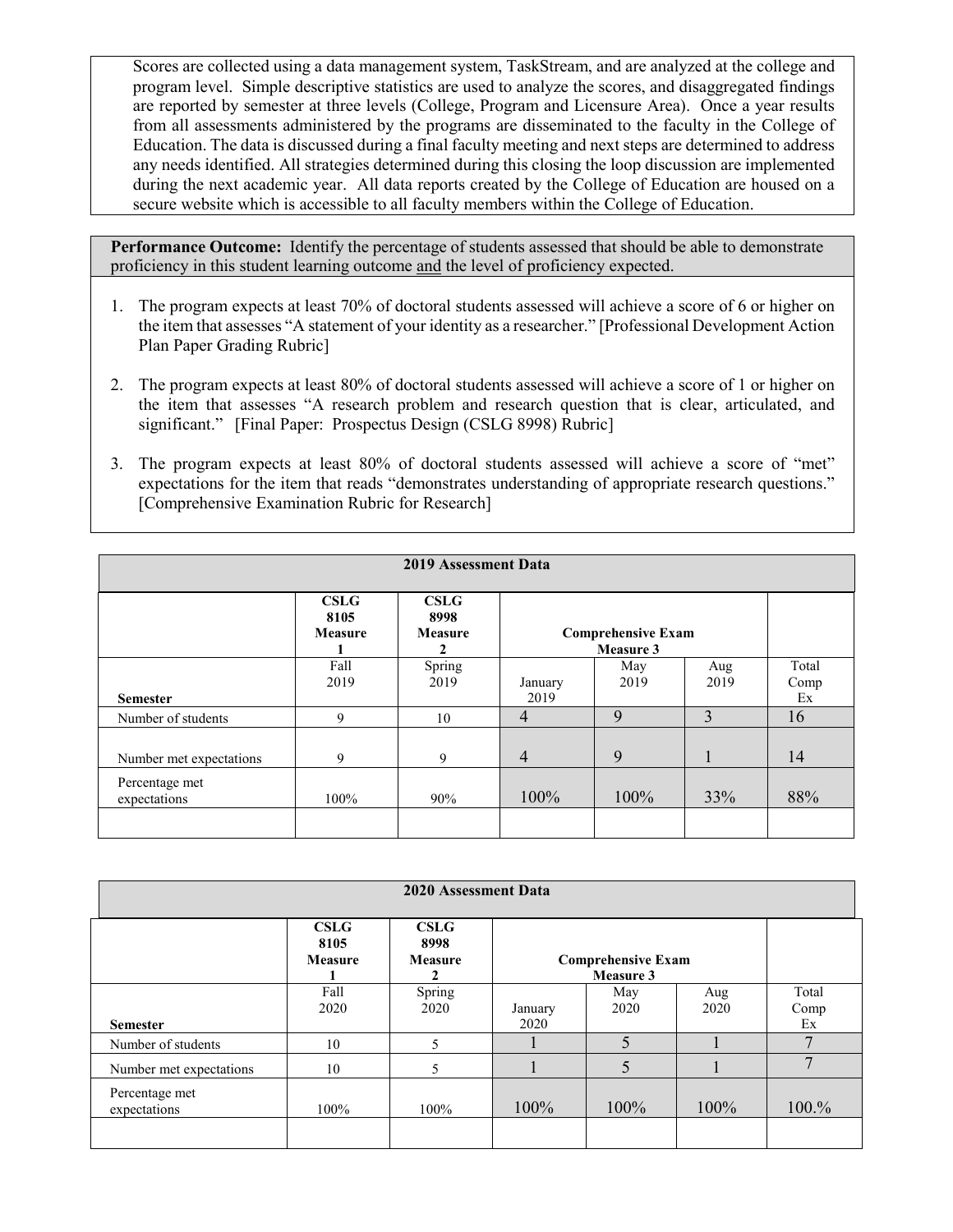Scores are collected using a data management system, TaskStream, and are analyzed at the college and program level. Simple descriptive statistics are used to analyze the scores, and disaggregated findings are reported by semester at three levels (College, Program and Licensure Area). Once a year results from all assessments administered by the programs are disseminated to the faculty in the College of Education. The data is discussed during a final faculty meeting and next steps are determined to address any needs identified. All strategies determined during this closing the loop discussion are implemented during the next academic year. All data reports created by the College of Education are housed on a secure website which is accessible to all faculty members within the College of Education.

**Performance Outcome:** Identify the percentage of students assessed that should be able to demonstrate proficiency in this student learning outcome and the level of proficiency expected.

1. The program expects at least 70% of doctoral students assessed will achieve a score of 6 or higher on the item that assesses "A statement of your identity as a researcher." [Professional Development Action Plan Paper Grading Rubric]
2. The program expects at least 80% of doctoral students assessed will achieve a score of 1 or higher on the item that assesses "A research problem and research question that is clear, articulated, and significant." [Final Paper: Prospectus Design (CSLG 8998) Rubric]
3. The program expects at least 80% of doctoral students assessed will achieve a score of "met" expectations for the item that reads "demonstrates understanding of appropriate research questions." [Comprehensive Examination Rubric for Research]

**2019 Assessment Data**

| | **CSLG 8105 Measure 1** | **CSLG 8998 Measure 2** | **Comprehensive Exam Measure 3** | | | |
|---|---|---|---|---|---|---|
| **Semester** | Fall 2019 | Spring 2019 | January 2019 | May 2019 | Aug 2019 | Total Comp Ex |
| Number of students | 9 | 10 | 4 | 9 | 3 | 16 |
| Number met expectations | 9 | 9 | 4 | 9 | 1 | 14 |
| Percentage met expectations | 100% | 90% | 100% | 100% | 33% | 88% |
| | | | | | | |

**2020 Assessment Data**

| | **CSLG 8105 Measure 1** | **CSLG 8998 Measure 2** | **Comprehensive Exam Measure 3** | | | |
|---|---|---|---|---|---|---|
| **Semester** | Fall 2020 | Spring 2020 | January 2020 | May 2020 | Aug 2020 | Total Comp Ex |
| Number of students | 10 | 5 | 1 | 5 | 1 | 7 |
| Number met expectations | 10 | 5 | 1 | 5 | 1 | 7 |
| Percentage met expectations | 100% | 100% | 100% | 100% | 100% | 100.% |
| | | | | | | |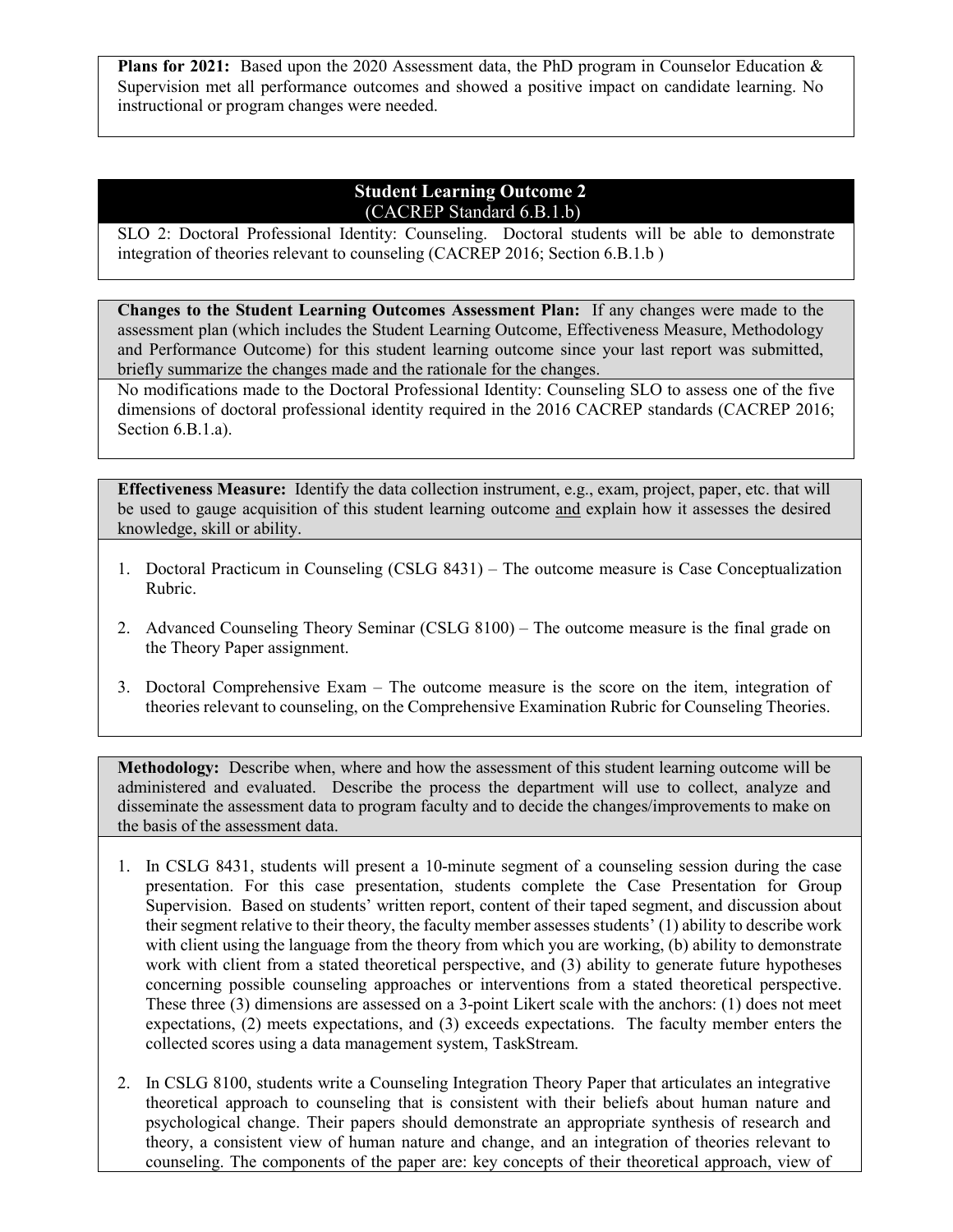**Plans for 2021:** Based upon the 2020 Assessment data, the PhD program in Counselor Education & Supervision met all performance outcomes and showed a positive impact on candidate learning. No instructional or program changes were needed.

## Student Learning Outcome 2
(CACREP Standard 6.B.1.b)

SLO 2: Doctoral Professional Identity: Counseling. Doctoral students will be able to demonstrate integration of theories relevant to counseling (CACREP 2016; Section 6.B.1.b )

**Changes to the Student Learning Outcomes Assessment Plan:** If any changes were made to the assessment plan (which includes the Student Learning Outcome, Effectiveness Measure, Methodology and Performance Outcome) for this student learning outcome since your last report was submitted, briefly summarize the changes made and the rationale for the changes.

No modifications made to the Doctoral Professional Identity: Counseling SLO to assess one of the five dimensions of doctoral professional identity required in the 2016 CACREP standards (CACREP 2016; Section 6.B.1.a).

**Effectiveness Measure:** Identify the data collection instrument, e.g., exam, project, paper, etc. that will be used to gauge acquisition of this student learning outcome and explain how it assesses the desired knowledge, skill or ability.

1. Doctoral Practicum in Counseling (CSLG 8431) – The outcome measure is Case Conceptualization Rubric.
2. Advanced Counseling Theory Seminar (CSLG 8100) – The outcome measure is the final grade on the Theory Paper assignment.
3. Doctoral Comprehensive Exam – The outcome measure is the score on the item, integration of theories relevant to counseling, on the Comprehensive Examination Rubric for Counseling Theories.

**Methodology:** Describe when, where and how the assessment of this student learning outcome will be administered and evaluated. Describe the process the department will use to collect, analyze and disseminate the assessment data to program faculty and to decide the changes/improvements to make on the basis of the assessment data.

1. In CSLG 8431, students will present a 10-minute segment of a counseling session during the case presentation. For this case presentation, students complete the Case Presentation for Group Supervision. Based on students' written report, content of their taped segment, and discussion about their segment relative to their theory, the faculty member assesses students' (1) ability to describe work with client using the language from the theory from which you are working, (b) ability to demonstrate work with client from a stated theoretical perspective, and (3) ability to generate future hypotheses concerning possible counseling approaches or interventions from a stated theoretical perspective. These three (3) dimensions are assessed on a 3-point Likert scale with the anchors: (1) does not meet expectations, (2) meets expectations, and (3) exceeds expectations. The faculty member enters the collected scores using a data management system, TaskStream.
2. In CSLG 8100, students write a Counseling Integration Theory Paper that articulates an integrative theoretical approach to counseling that is consistent with their beliefs about human nature and psychological change. Their papers should demonstrate an appropriate synthesis of research and theory, a consistent view of human nature and change, and an integration of theories relevant to counseling. The components of the paper are: key concepts of their theoretical approach, view of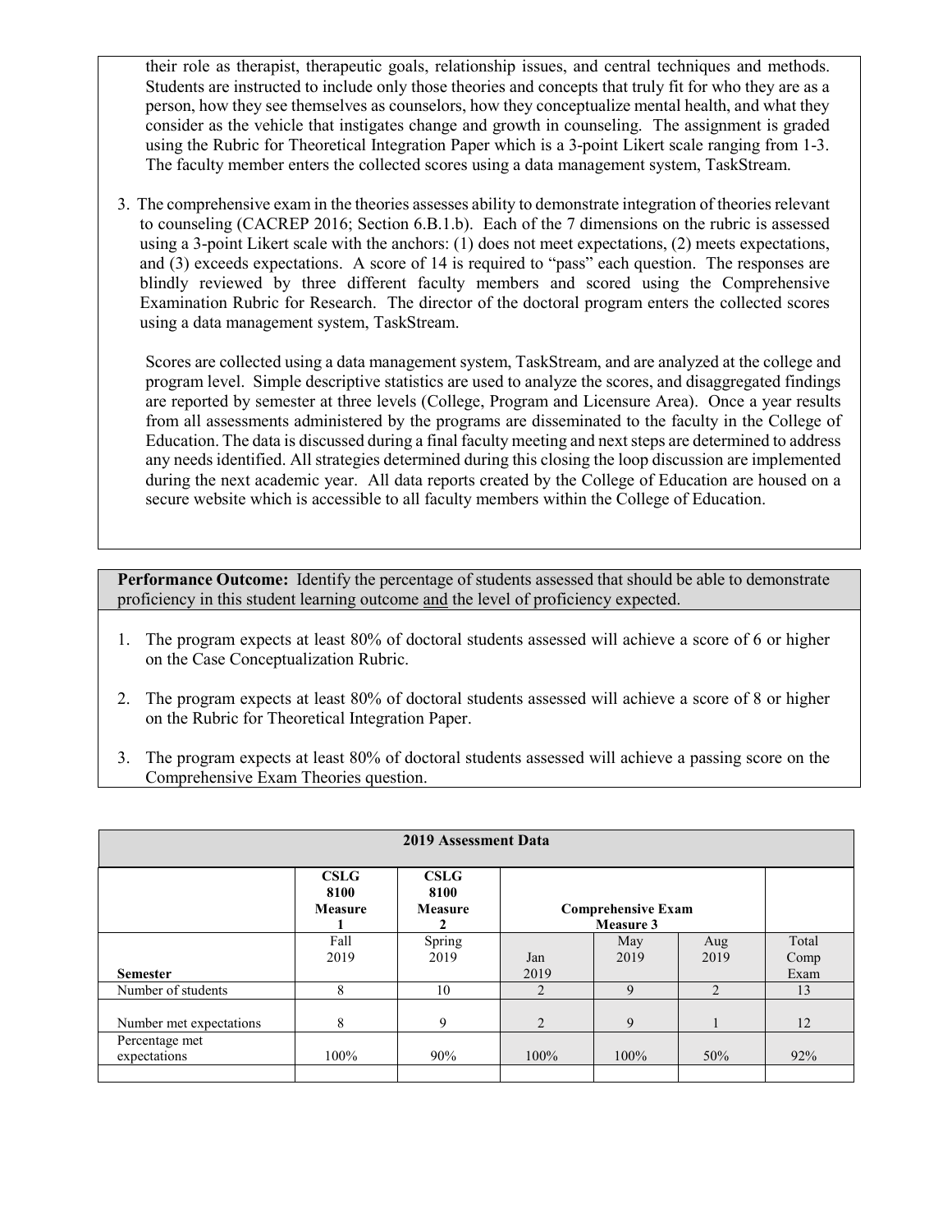their role as therapist, therapeutic goals, relationship issues, and central techniques and methods. Students are instructed to include only those theories and concepts that truly fit for who they are as a person, how they see themselves as counselors, how they conceptualize mental health, and what they consider as the vehicle that instigates change and growth in counseling. The assignment is graded using the Rubric for Theoretical Integration Paper which is a 3-point Likert scale ranging from 1-3. The faculty member enters the collected scores using a data management system, TaskStream.

3. The comprehensive exam in the theories assesses ability to demonstrate integration of theories relevant to counseling (CACREP 2016; Section 6.B.1.b). Each of the 7 dimensions on the rubric is assessed using a 3-point Likert scale with the anchors: (1) does not meet expectations, (2) meets expectations, and (3) exceeds expectations. A score of 14 is required to "pass" each question. The responses are blindly reviewed by three different faculty members and scored using the Comprehensive Examination Rubric for Research. The director of the doctoral program enters the collected scores using a data management system, TaskStream.

   Scores are collected using a data management system, TaskStream, and are analyzed at the college and program level. Simple descriptive statistics are used to analyze the scores, and disaggregated findings are reported by semester at three levels (College, Program and Licensure Area). Once a year results from all assessments administered by the programs are disseminated to the faculty in the College of Education. The data is discussed during a final faculty meeting and next steps are determined to address any needs identified. All strategies determined during this closing the loop discussion are implemented during the next academic year. All data reports created by the College of Education are housed on a secure website which is accessible to all faculty members within the College of Education.

**Performance Outcome:** Identify the percentage of students assessed that should be able to demonstrate proficiency in this student learning outcome and the level of proficiency expected.

1. The program expects at least 80% of doctoral students assessed will achieve a score of 6 or higher on the Case Conceptualization Rubric.
2. The program expects at least 80% of doctoral students assessed will achieve a score of 8 or higher on the Rubric for Theoretical Integration Paper.
3. The program expects at least 80% of doctoral students assessed will achieve a passing score on the Comprehensive Exam Theories question.

| 2019 Assessment Data | | | | | | |
|---|---|---|---|---|---|---|
| | **CSLG 8100 Measure 1** | **CSLG 8100 Measure 2** | **Comprehensive Exam Measure 3** | | | |
| **Semester** | Fall 2019 | Spring 2019 | Jan 2019 | May 2019 | Aug 2019 | Total Comp Exam |
| Number of students | 8 | 10 | 2 | 9 | 2 | 13 |
| Number met expectations | 8 | 9 | 2 | 9 | 1 | 12 |
| Percentage met expectations | 100% | 90% | 100% | 100% | 50% | 92% |
| | | | | | | |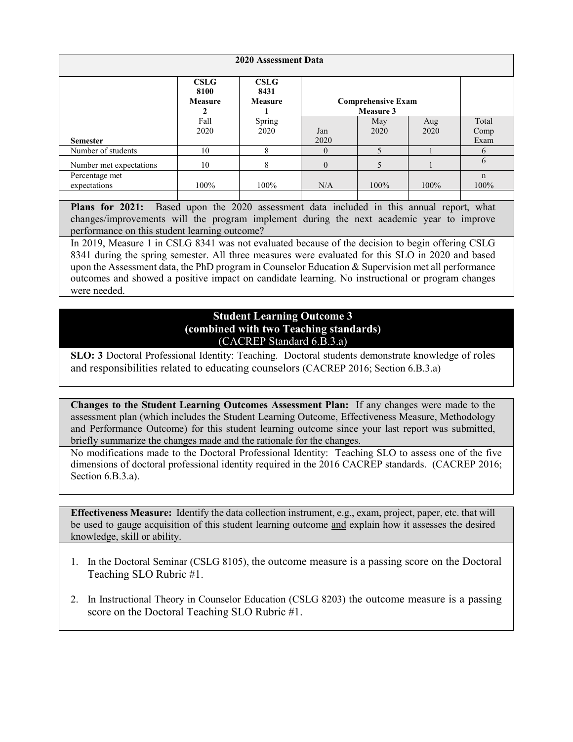| 2020 Assessment Data | | | | | | |
|---|---|---|---|---|---|---|
| | **CSLG 8100 Measure 2** | **CSLG 8431 Measure 1** | **Comprehensive Exam Measure 3** | | | |
| **Semester** | Fall 2020 | Spring 2020 | Jan 2020 | May 2020 | Aug 2020 | Total Comp Exam |
| Number of students | 10 | 8 | 0 | 5 | 1 | 6 |
| Number met expectations | 10 | 8 | 0 | 5 | 1 | 6 |
| Percentage met expectations | 100% | 100% | N/A | 100% | 100% | n 100% |

**Plans for 2021:** Based upon the 2020 assessment data included in this annual report, what changes/improvements will the program implement during the next academic year to improve performance on this student learning outcome?

In 2019, Measure 1 in CSLG 8341 was not evaluated because of the decision to begin offering CSLG 8341 during the spring semester. All three measures were evaluated for this SLO in 2020 and based upon the Assessment data, the PhD program in Counselor Education & Supervision met all performance outcomes and showed a positive impact on candidate learning. No instructional or program changes were needed.

## Student Learning Outcome 3 (combined with two Teaching standards)

(CACREP Standard 6.B.3.a)

**SLO: 3** Doctoral Professional Identity: Teaching. Doctoral students demonstrate knowledge of roles and responsibilities related to educating counselors (CACREP 2016; Section 6.B.3.a)

**Changes to the Student Learning Outcomes Assessment Plan:** If any changes were made to the assessment plan (which includes the Student Learning Outcome, Effectiveness Measure, Methodology and Performance Outcome) for this student learning outcome since your last report was submitted, briefly summarize the changes made and the rationale for the changes.

No modifications made to the Doctoral Professional Identity: Teaching SLO to assess one of the five dimensions of doctoral professional identity required in the 2016 CACREP standards. (CACREP 2016; Section 6.B.3.a).

**Effectiveness Measure:** Identify the data collection instrument, e.g., exam, project, paper, etc. that will be used to gauge acquisition of this student learning outcome and explain how it assesses the desired knowledge, skill or ability.

1. In the Doctoral Seminar (CSLG 8105), the outcome measure is a passing score on the Doctoral Teaching SLO Rubric #1.
2. In Instructional Theory in Counselor Education (CSLG 8203) the outcome measure is a passing score on the Doctoral Teaching SLO Rubric #1.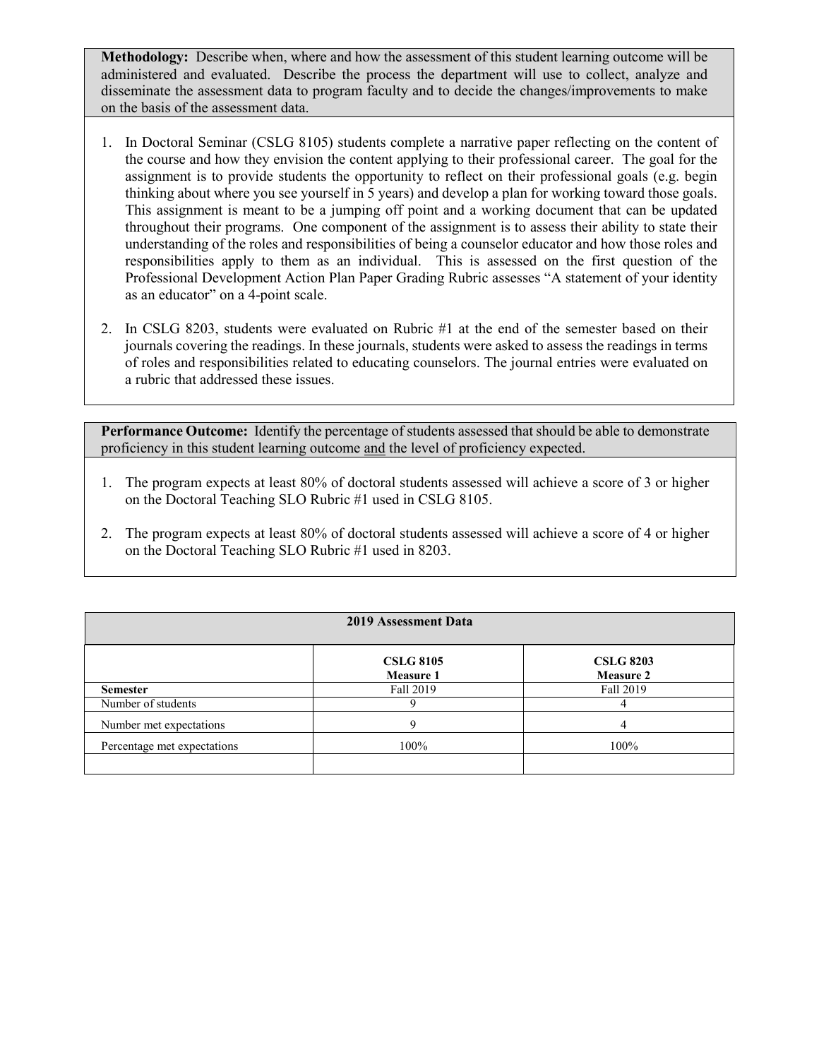**Methodology:** Describe when, where and how the assessment of this student learning outcome will be administered and evaluated. Describe the process the department will use to collect, analyze and disseminate the assessment data to program faculty and to decide the changes/improvements to make on the basis of the assessment data.

1. In Doctoral Seminar (CSLG 8105) students complete a narrative paper reflecting on the content of the course and how they envision the content applying to their professional career. The goal for the assignment is to provide students the opportunity to reflect on their professional goals (e.g. begin thinking about where you see yourself in 5 years) and develop a plan for working toward those goals. This assignment is meant to be a jumping off point and a working document that can be updated throughout their programs. One component of the assignment is to assess their ability to state their understanding of the roles and responsibilities of being a counselor educator and how those roles and responsibilities apply to them as an individual. This is assessed on the first question of the Professional Development Action Plan Paper Grading Rubric assesses "A statement of your identity as an educator" on a 4-point scale.

2. In CSLG 8203, students were evaluated on Rubric #1 at the end of the semester based on their journals covering the readings. In these journals, students were asked to assess the readings in terms of roles and responsibilities related to educating counselors. The journal entries were evaluated on a rubric that addressed these issues.

**Performance Outcome:** Identify the percentage of students assessed that should be able to demonstrate proficiency in this student learning outcome and the level of proficiency expected.

1. The program expects at least 80% of doctoral students assessed will achieve a score of 3 or higher on the Doctoral Teaching SLO Rubric #1 used in CSLG 8105.

2. The program expects at least 80% of doctoral students assessed will achieve a score of 4 or higher on the Doctoral Teaching SLO Rubric #1 used in 8203.

| 2019 Assessment Data | | |
|---|---|---|
| | **CSLG 8105 Measure 1** | **CSLG 8203 Measure 2** |
| **Semester** | Fall 2019 | Fall 2019 |
| Number of students | 9 | 4 |
| Number met expectations | 9 | 4 |
| Percentage met expectations | 100% | 100% |
| | | |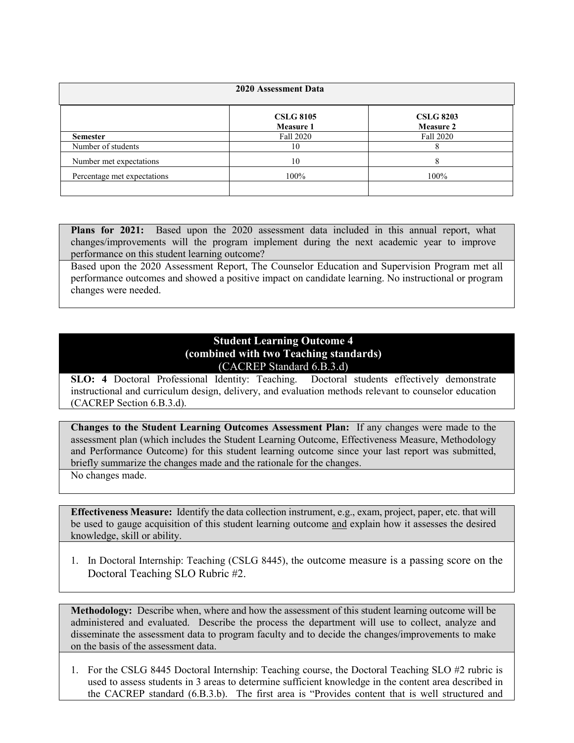| 2020 Assessment Data | | |
|---|---|---|
| | **CSLG 8105 Measure 1** | **CSLG 8203 Measure 2** |
| **Semester** | Fall 2020 | Fall 2020 |
| Number of students | 10 | 8 |
| Number met expectations | 10 | 8 |
| Percentage met expectations | 100% | 100% |
| | | |

**Plans for 2021:** Based upon the 2020 assessment data included in this annual report, what changes/improvements will the program implement during the next academic year to improve performance on this student learning outcome?

Based upon the 2020 Assessment Report, The Counselor Education and Supervision Program met all performance outcomes and showed a positive impact on candidate learning. No instructional or program changes were needed.

## Student Learning Outcome 4 (combined with two Teaching standards) (CACREP Standard 6.B.3.d)

**SLO: 4** Doctoral Professional Identity: Teaching. Doctoral students effectively demonstrate instructional and curriculum design, delivery, and evaluation methods relevant to counselor education (CACREP Section 6.B.3.d).

**Changes to the Student Learning Outcomes Assessment Plan:** If any changes were made to the assessment plan (which includes the Student Learning Outcome, Effectiveness Measure, Methodology and Performance Outcome) for this student learning outcome since your last report was submitted, briefly summarize the changes made and the rationale for the changes.

No changes made.

**Effectiveness Measure:** Identify the data collection instrument, e.g., exam, project, paper, etc. that will be used to gauge acquisition of this student learning outcome and explain how it assesses the desired knowledge, skill or ability.

1. In Doctoral Internship: Teaching (CSLG 8445), the outcome measure is a passing score on the Doctoral Teaching SLO Rubric #2.

**Methodology:** Describe when, where and how the assessment of this student learning outcome will be administered and evaluated. Describe the process the department will use to collect, analyze and disseminate the assessment data to program faculty and to decide the changes/improvements to make on the basis of the assessment data.

1. For the CSLG 8445 Doctoral Internship: Teaching course, the Doctoral Teaching SLO #2 rubric is used to assess students in 3 areas to determine sufficient knowledge in the content area described in the CACREP standard (6.B.3.b). The first area is "Provides content that is well structured and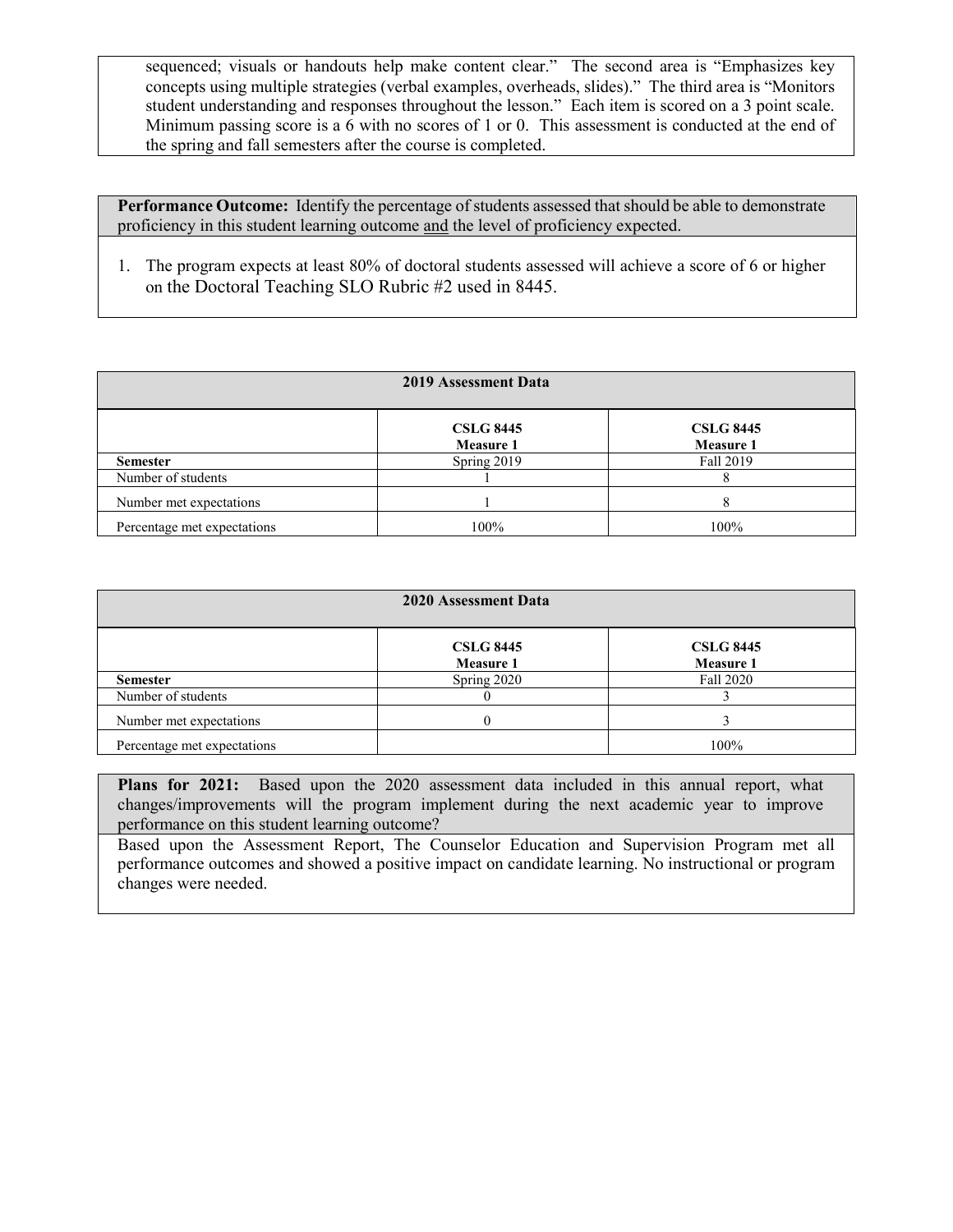sequenced; visuals or handouts help make content clear." The second area is "Emphasizes key concepts using multiple strategies (verbal examples, overheads, slides)." The third area is "Monitors student understanding and responses throughout the lesson." Each item is scored on a 3 point scale. Minimum passing score is a 6 with no scores of 1 or 0. This assessment is conducted at the end of the spring and fall semesters after the course is completed.

**Performance Outcome:** Identify the percentage of students assessed that should be able to demonstrate proficiency in this student learning outcome and the level of proficiency expected.

1. The program expects at least 80% of doctoral students assessed will achieve a score of 6 or higher on the Doctoral Teaching SLO Rubric #2 used in 8445.

**2019 Assessment Data**

| | **CSLG 8445 Measure 1** | **CSLG 8445 Measure 1** |
|---|---|---|
| **Semester** | Spring 2019 | Fall 2019 |
| Number of students | 1 | 8 |
| Number met expectations | 1 | 8 |
| Percentage met expectations | 100% | 100% |

**2020 Assessment Data**

| | **CSLG 8445 Measure 1** | **CSLG 8445 Measure 1** |
|---|---|---|
| **Semester** | Spring 2020 | Fall 2020 |
| Number of students | 0 | 3 |
| Number met expectations | 0 | 3 |
| Percentage met expectations | | 100% |

**Plans for 2021:** Based upon the 2020 assessment data included in this annual report, what changes/improvements will the program implement during the next academic year to improve performance on this student learning outcome?

Based upon the Assessment Report, The Counselor Education and Supervision Program met all performance outcomes and showed a positive impact on candidate learning. No instructional or program changes were needed.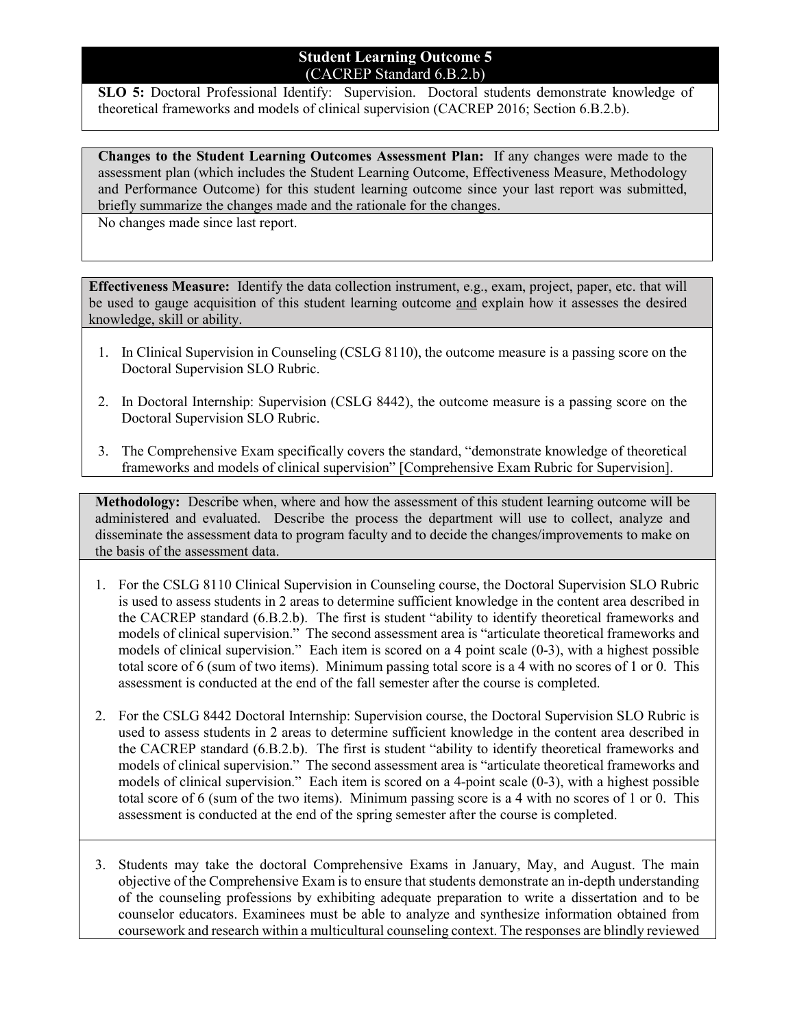## Student Learning Outcome 5
(CACREP Standard 6.B.2.b)

**SLO 5:** Doctoral Professional Identify: Supervision. Doctoral students demonstrate knowledge of theoretical frameworks and models of clinical supervision (CACREP 2016; Section 6.B.2.b).

**Changes to the Student Learning Outcomes Assessment Plan:** If any changes were made to the assessment plan (which includes the Student Learning Outcome, Effectiveness Measure, Methodology and Performance Outcome) for this student learning outcome since your last report was submitted, briefly summarize the changes made and the rationale for the changes.

No changes made since last report.

**Effectiveness Measure:** Identify the data collection instrument, e.g., exam, project, paper, etc. that will be used to gauge acquisition of this student learning outcome and explain how it assesses the desired knowledge, skill or ability.

1. In Clinical Supervision in Counseling (CSLG 8110), the outcome measure is a passing score on the Doctoral Supervision SLO Rubric.

2. In Doctoral Internship: Supervision (CSLG 8442), the outcome measure is a passing score on the Doctoral Supervision SLO Rubric.

3. The Comprehensive Exam specifically covers the standard, "demonstrate knowledge of theoretical frameworks and models of clinical supervision" [Comprehensive Exam Rubric for Supervision].

**Methodology:** Describe when, where and how the assessment of this student learning outcome will be administered and evaluated. Describe the process the department will use to collect, analyze and disseminate the assessment data to program faculty and to decide the changes/improvements to make on the basis of the assessment data.

1. For the CSLG 8110 Clinical Supervision in Counseling course, the Doctoral Supervision SLO Rubric is used to assess students in 2 areas to determine sufficient knowledge in the content area described in the CACREP standard (6.B.2.b). The first is student "ability to identify theoretical frameworks and models of clinical supervision." The second assessment area is "articulate theoretical frameworks and models of clinical supervision." Each item is scored on a 4 point scale (0-3), with a highest possible total score of 6 (sum of two items). Minimum passing total score is a 4 with no scores of 1 or 0. This assessment is conducted at the end of the fall semester after the course is completed.

2. For the CSLG 8442 Doctoral Internship: Supervision course, the Doctoral Supervision SLO Rubric is used to assess students in 2 areas to determine sufficient knowledge in the content area described in the CACREP standard (6.B.2.b). The first is student "ability to identify theoretical frameworks and models of clinical supervision." The second assessment area is "articulate theoretical frameworks and models of clinical supervision." Each item is scored on a 4-point scale (0-3), with a highest possible total score of 6 (sum of the two items). Minimum passing score is a 4 with no scores of 1 or 0. This assessment is conducted at the end of the spring semester after the course is completed.

3. Students may take the doctoral Comprehensive Exams in January, May, and August. The main objective of the Comprehensive Exam is to ensure that students demonstrate an in-depth understanding of the counseling professions by exhibiting adequate preparation to write a dissertation and to be counselor educators. Examinees must be able to analyze and synthesize information obtained from coursework and research within a multicultural counseling context. The responses are blindly reviewed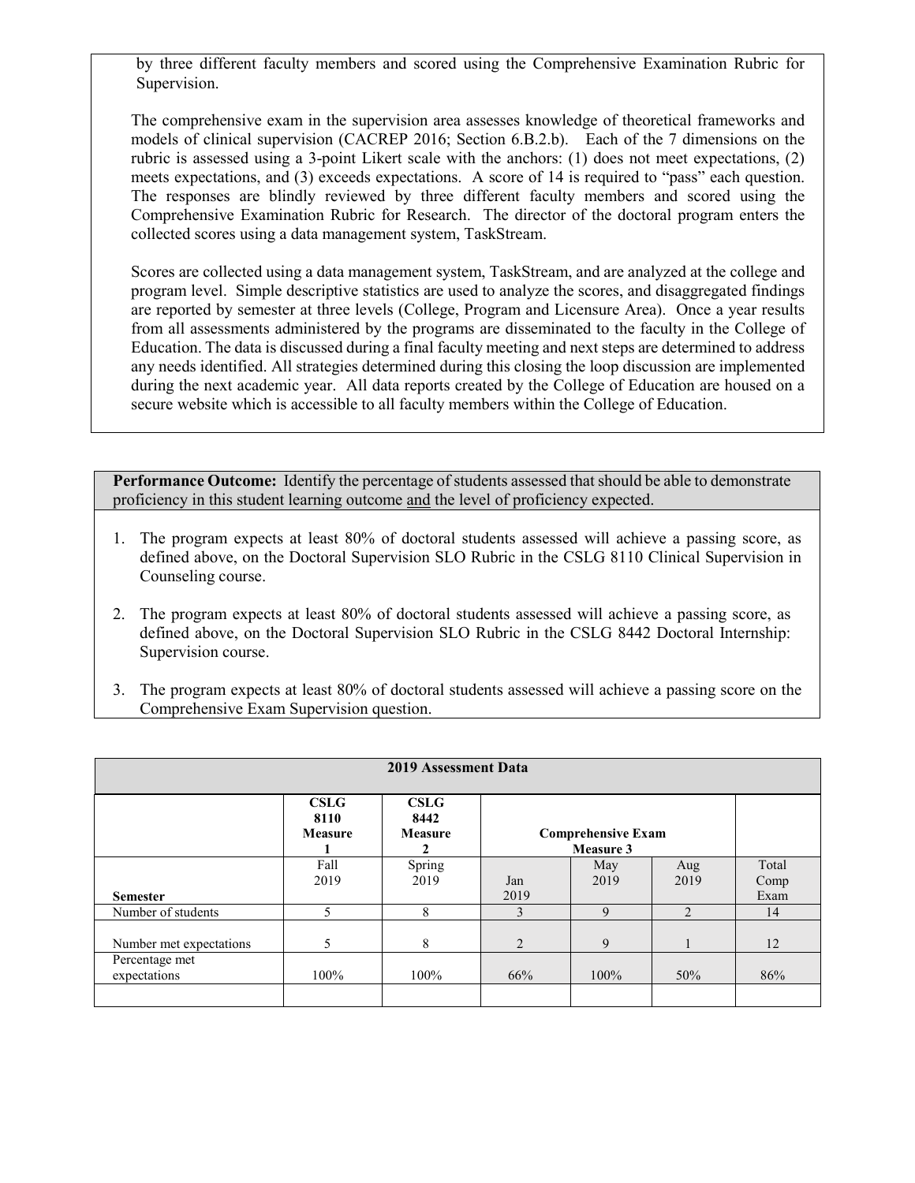by three different faculty members and scored using the Comprehensive Examination Rubric for Supervision.

The comprehensive exam in the supervision area assesses knowledge of theoretical frameworks and models of clinical supervision (CACREP 2016; Section 6.B.2.b). Each of the 7 dimensions on the rubric is assessed using a 3-point Likert scale with the anchors: (1) does not meet expectations, (2) meets expectations, and (3) exceeds expectations. A score of 14 is required to "pass" each question. The responses are blindly reviewed by three different faculty members and scored using the Comprehensive Examination Rubric for Research. The director of the doctoral program enters the collected scores using a data management system, TaskStream.

Scores are collected using a data management system, TaskStream, and are analyzed at the college and program level. Simple descriptive statistics are used to analyze the scores, and disaggregated findings are reported by semester at three levels (College, Program and Licensure Area). Once a year results from all assessments administered by the programs are disseminated to the faculty in the College of Education. The data is discussed during a final faculty meeting and next steps are determined to address any needs identified. All strategies determined during this closing the loop discussion are implemented during the next academic year. All data reports created by the College of Education are housed on a secure website which is accessible to all faculty members within the College of Education.

**Performance Outcome:** Identify the percentage of students assessed that should be able to demonstrate proficiency in this student learning outcome and the level of proficiency expected.

1. The program expects at least 80% of doctoral students assessed will achieve a passing score, as defined above, on the Doctoral Supervision SLO Rubric in the CSLG 8110 Clinical Supervision in Counseling course.
2. The program expects at least 80% of doctoral students assessed will achieve a passing score, as defined above, on the Doctoral Supervision SLO Rubric in the CSLG 8442 Doctoral Internship: Supervision course.
3. The program expects at least 80% of doctoral students assessed will achieve a passing score on the Comprehensive Exam Supervision question.

| **2019 Assessment Data** | | | | | | |
|---|---|---|---|---|---|---|
| | **CSLG 8110 Measure 1** | **CSLG 8442 Measure 2** | **Comprehensive Exam Measure 3** | | | |
| **Semester** | Fall 2019 | Spring 2019 | Jan 2019 | May 2019 | Aug 2019 | Total Comp Exam |
| Number of students | 5 | 8 | 3 | 9 | 2 | 14 |
| Number met expectations | 5 | 8 | 2 | 9 | 1 | 12 |
| Percentage met expectations | 100% | 100% | 66% | 100% | 50% | 86% |
| | | | | | | |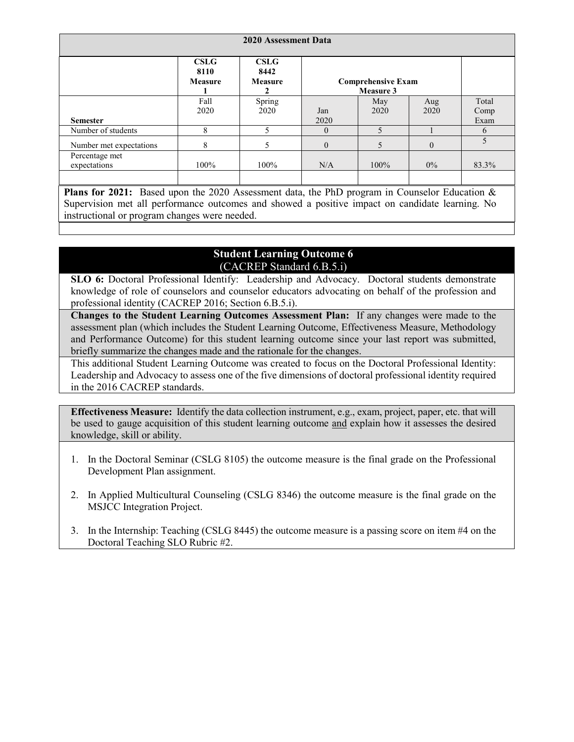| 2020 Assessment Data | | | | | | |
|---|---|---|---|---|---|---|
| | **CSLG 8110 Measure 1** | **CSLG 8442 Measure 2** | **Comprehensive Exam Measure 3** | | | |
| **Semester** | Fall 2020 | Spring 2020 | Jan 2020 | May 2020 | Aug 2020 | Total Comp Exam |
| Number of students | 8 | 5 | 0 | 5 | 1 | 6 |
| Number met expectations | 8 | 5 | 0 | 5 | 0 | 5 |
| Percentage met expectations | 100% | 100% | N/A | 100% | 0% | 83.3% |

**Plans for 2021:** Based upon the 2020 Assessment data, the PhD program in Counselor Education & Supervision met all performance outcomes and showed a positive impact on candidate learning. No instructional or program changes were needed.

## Student Learning Outcome 6
(CACREP Standard 6.B.5.i)

**SLO 6:** Doctoral Professional Identify: Leadership and Advocacy. Doctoral students demonstrate knowledge of role of counselors and counselor educators advocating on behalf of the profession and professional identity (CACREP 2016; Section 6.B.5.i).

**Changes to the Student Learning Outcomes Assessment Plan:** If any changes were made to the assessment plan (which includes the Student Learning Outcome, Effectiveness Measure, Methodology and Performance Outcome) for this student learning outcome since your last report was submitted, briefly summarize the changes made and the rationale for the changes.

This additional Student Learning Outcome was created to focus on the Doctoral Professional Identity: Leadership and Advocacy to assess one of the five dimensions of doctoral professional identity required in the 2016 CACREP standards.

**Effectiveness Measure:** Identify the data collection instrument, e.g., exam, project, paper, etc. that will be used to gauge acquisition of this student learning outcome and explain how it assesses the desired knowledge, skill or ability.

1. In the Doctoral Seminar (CSLG 8105) the outcome measure is the final grade on the Professional Development Plan assignment.
2. In Applied Multicultural Counseling (CSLG 8346) the outcome measure is the final grade on the MSJCC Integration Project.
3. In the Internship: Teaching (CSLG 8445) the outcome measure is a passing score on item #4 on the Doctoral Teaching SLO Rubric #2.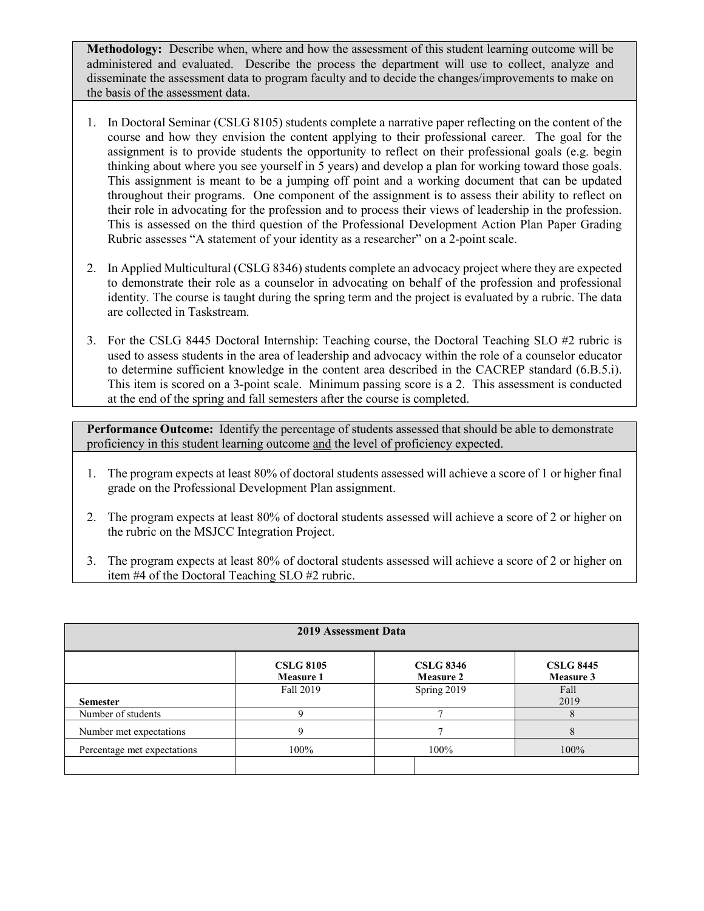**Methodology:** Describe when, where and how the assessment of this student learning outcome will be administered and evaluated. Describe the process the department will use to collect, analyze and disseminate the assessment data to program faculty and to decide the changes/improvements to make on the basis of the assessment data.

1. In Doctoral Seminar (CSLG 8105) students complete a narrative paper reflecting on the content of the course and how they envision the content applying to their professional career. The goal for the assignment is to provide students the opportunity to reflect on their professional goals (e.g. begin thinking about where you see yourself in 5 years) and develop a plan for working toward those goals. This assignment is meant to be a jumping off point and a working document that can be updated throughout their programs. One component of the assignment is to assess their ability to reflect on their role in advocating for the profession and to process their views of leadership in the profession. This is assessed on the third question of the Professional Development Action Plan Paper Grading Rubric assesses "A statement of your identity as a researcher" on a 2-point scale.

2. In Applied Multicultural (CSLG 8346) students complete an advocacy project where they are expected to demonstrate their role as a counselor in advocating on behalf of the profession and professional identity. The course is taught during the spring term and the project is evaluated by a rubric. The data are collected in Taskstream.

3. For the CSLG 8445 Doctoral Internship: Teaching course, the Doctoral Teaching SLO #2 rubric is used to assess students in the area of leadership and advocacy within the role of a counselor educator to determine sufficient knowledge in the content area described in the CACREP standard (6.B.5.i). This item is scored on a 3-point scale. Minimum passing score is a 2. This assessment is conducted at the end of the spring and fall semesters after the course is completed.

**Performance Outcome:** Identify the percentage of students assessed that should be able to demonstrate proficiency in this student learning outcome and the level of proficiency expected.

1. The program expects at least 80% of doctoral students assessed will achieve a score of 1 or higher final grade on the Professional Development Plan assignment.

2. The program expects at least 80% of doctoral students assessed will achieve a score of 2 or higher on the rubric on the MSJCC Integration Project.

3. The program expects at least 80% of doctoral students assessed will achieve a score of 2 or higher on item #4 of the Doctoral Teaching SLO #2 rubric.

| 2019 Assessment Data | | | |
|---|---|---|---|
| | **CSLG 8105 Measure 1** | **CSLG 8346 Measure 2** | **CSLG 8445 Measure 3** |
| **Semester** | Fall 2019 | Spring 2019 | Fall 2019 |
| Number of students | 9 | 7 | 8 |
| Number met expectations | 9 | 7 | 8 |
| Percentage met expectations | 100% | 100% | 100% |
| | | | |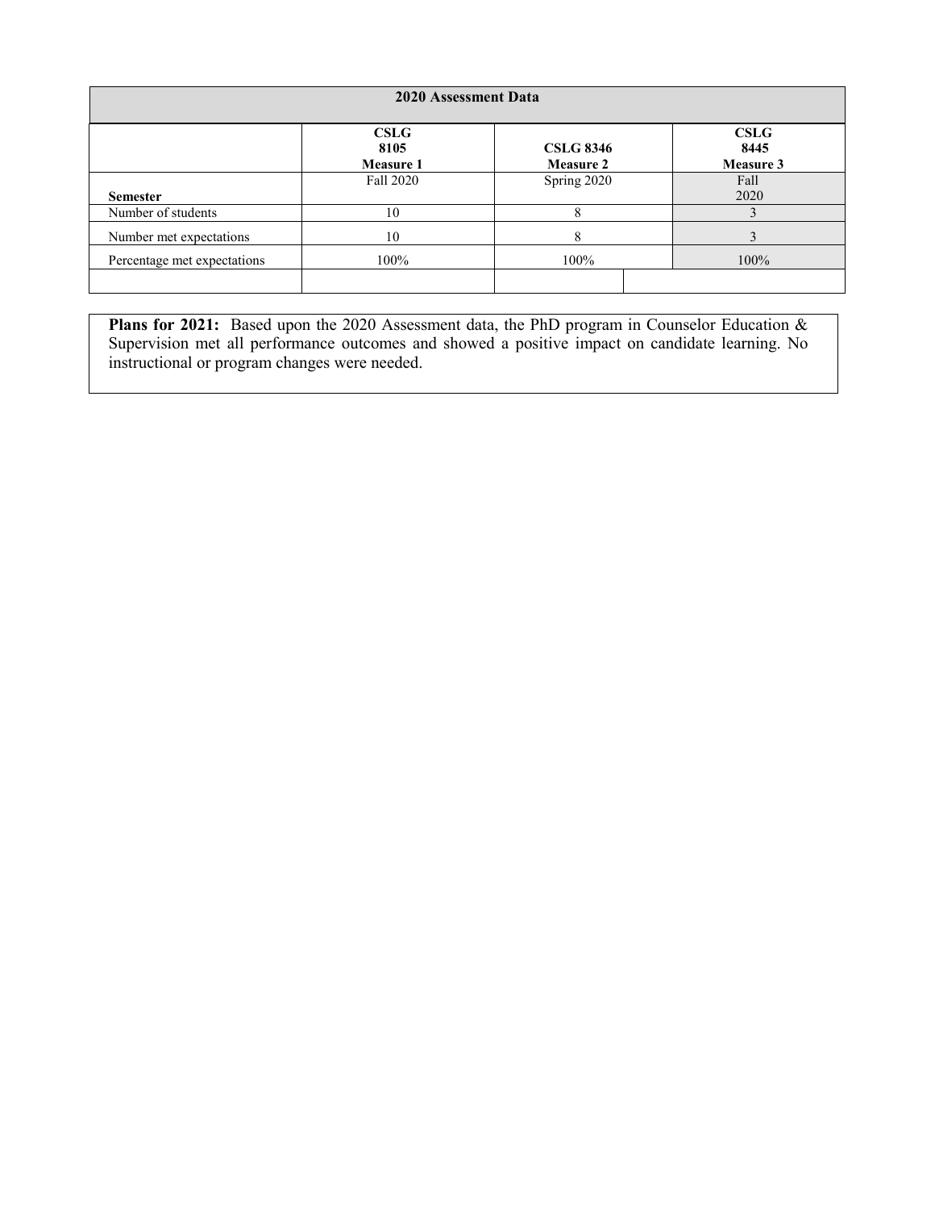| 2020 Assessment Data | | | |
|---|---|---|---|
| | **CSLG 8105 Measure 1** | **CSLG 8346 Measure 2** | **CSLG 8445 Measure 3** |
| **Semester** | Fall 2020 | Spring 2020 | Fall 2020 |
| Number of students | 10 | 8 | 3 |
| Number met expectations | 10 | 8 | 3 |
| Percentage met expectations | 100% | 100% | 100% |
| | | | |

**Plans for 2021:** Based upon the 2020 Assessment data, the PhD program in Counselor Education & Supervision met all performance outcomes and showed a positive impact on candidate learning. No instructional or program changes were needed.